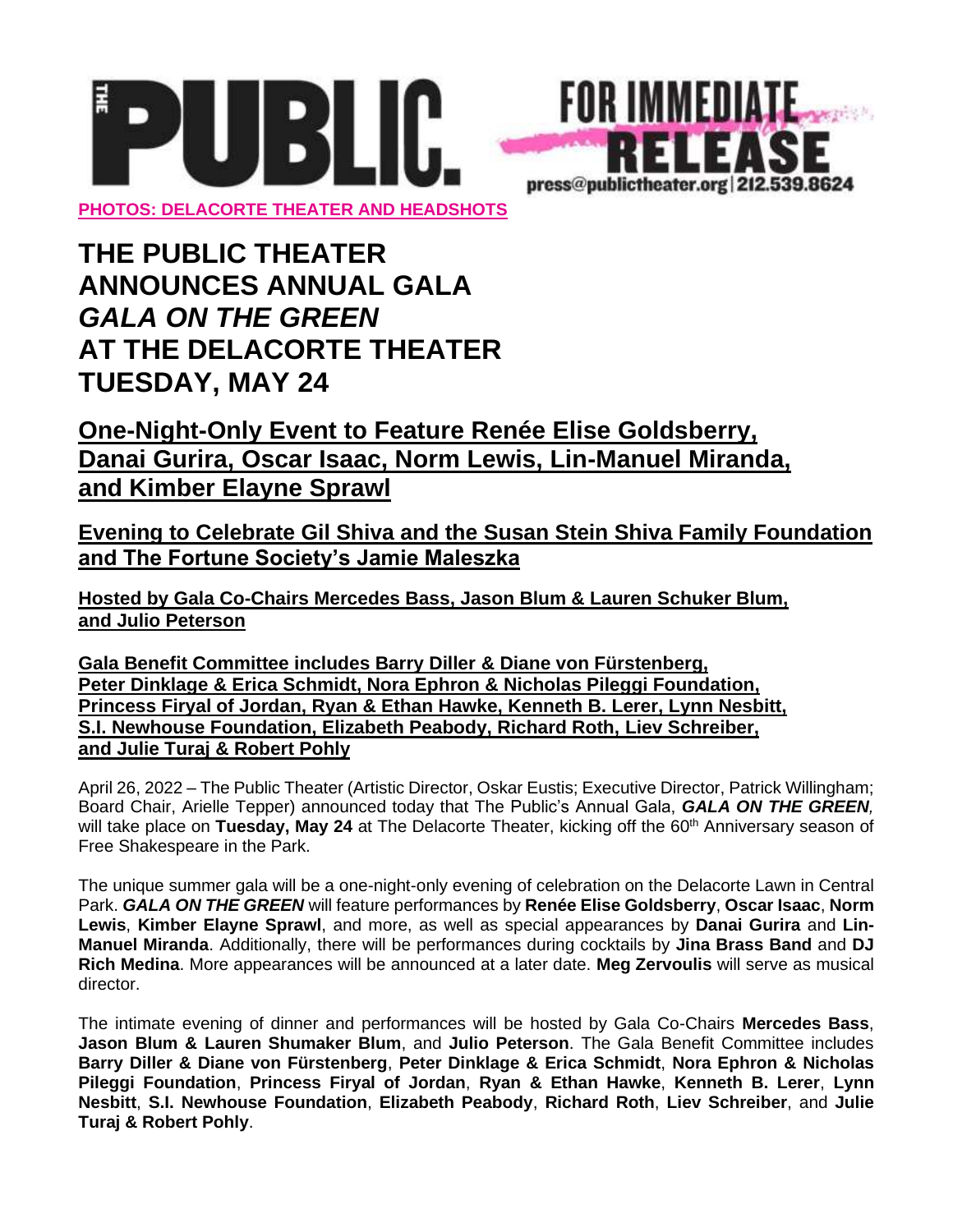THE PUBLIC. FOR IMMEDIATE RELEASE press@publictheater.org | 212.539.8624

**PHOTOS: DELACORTE THEATER AND HEADSHOTS**

# THE PUBLIC THEATER ANNOUNCES ANNUAL GALA *GALA ON THE GREEN* AT THE DELACORTE THEATER TUESDAY, MAY 24

## One-Night-Only Event to Feature Renée Elise Goldsberry, Danai Gurira, Oscar Isaac, Norm Lewis, Lin-Manuel Miranda, and Kimber Elayne Sprawl

### Evening to Celebrate Gil Shiva and the Susan Stein Shiva Family Foundation and The Fortune Society's Jamie Maleszka

**Hosted by Gala Co-Chairs Mercedes Bass, Jason Blum & Lauren Schuker Blum, and Julio Peterson**

**Gala Benefit Committee includes Barry Diller & Diane von Fürstenberg, Peter Dinklage & Erica Schmidt, Nora Ephron & Nicholas Pileggi Foundation, Princess Firyal of Jordan, Ryan & Ethan Hawke, Kenneth B. Lerer, Lynn Nesbitt, S.I. Newhouse Foundation, Elizabeth Peabody, Richard Roth, Liev Schreiber, and Julie Turaj & Robert Pohly**

April 26, 2022 – The Public Theater (Artistic Director, Oskar Eustis; Executive Director, Patrick Willingham; Board Chair, Arielle Tepper) announced today that The Public's Annual Gala, ***GALA ON THE GREEN,*** will take place on **Tuesday, May 24** at The Delacorte Theater, kicking off the 60th Anniversary season of Free Shakespeare in the Park.

The unique summer gala will be a one-night-only evening of celebration on the Delacorte Lawn in Central Park. ***GALA ON THE GREEN*** will feature performances by **Renée Elise Goldsberry**, **Oscar Isaac**, **Norm Lewis**, **Kimber Elayne Sprawl**, and more, as well as special appearances by **Danai Gurira** and **Lin-Manuel Miranda**. Additionally, there will be performances during cocktails by **Jina Brass Band** and **DJ Rich Medina**. More appearances will be announced at a later date. **Meg Zervoulis** will serve as musical director.

The intimate evening of dinner and performances will be hosted by Gala Co-Chairs **Mercedes Bass**, **Jason Blum & Lauren Shumaker Blum**, and **Julio Peterson**. The Gala Benefit Committee includes **Barry Diller & Diane von Fürstenberg**, **Peter Dinklage & Erica Schmidt**, **Nora Ephron & Nicholas Pileggi Foundation**, **Princess Firyal of Jordan**, **Ryan & Ethan Hawke**, **Kenneth B. Lerer**, **Lynn Nesbitt**, **S.I. Newhouse Foundation**, **Elizabeth Peabody**, **Richard Roth**, **Liev Schreiber**, and **Julie Turaj & Robert Pohly**.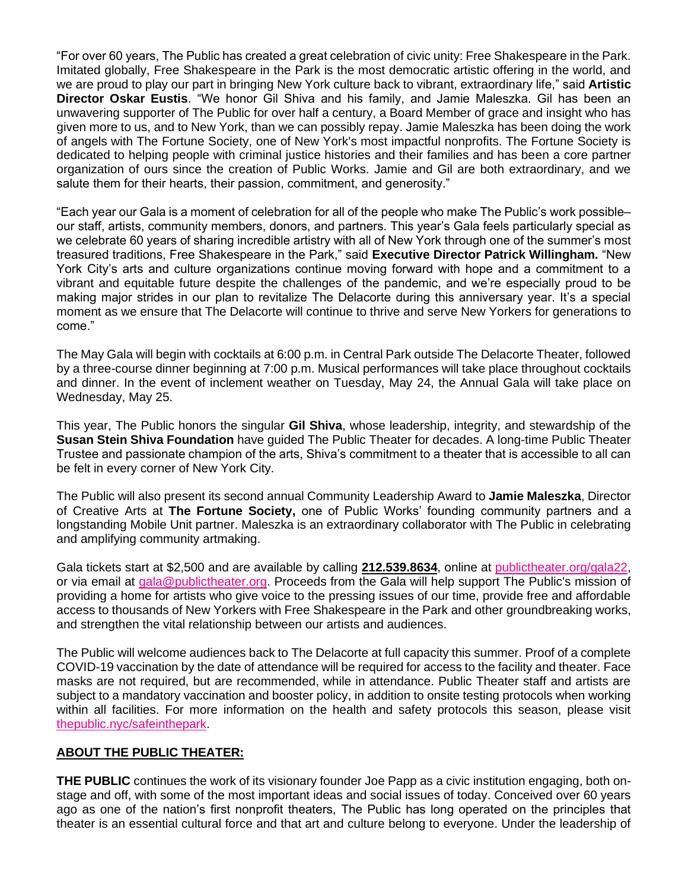"For over 60 years, The Public has created a great celebration of civic unity: Free Shakespeare in the Park. Imitated globally, Free Shakespeare in the Park is the most democratic artistic offering in the world, and we are proud to play our part in bringing New York culture back to vibrant, extraordinary life," said **Artistic Director Oskar Eustis**. "We honor Gil Shiva and his family, and Jamie Maleszka. Gil has been an unwavering supporter of The Public for over half a century, a Board Member of grace and insight who has given more to us, and to New York, than we can possibly repay. Jamie Maleszka has been doing the work of angels with The Fortune Society, one of New York's most impactful nonprofits. The Fortune Society is dedicated to helping people with criminal justice histories and their families and has been a core partner organization of ours since the creation of Public Works. Jamie and Gil are both extraordinary, and we salute them for their hearts, their passion, commitment, and generosity."

"Each year our Gala is a moment of celebration for all of the people who make The Public's work possible– our staff, artists, community members, donors, and partners. This year's Gala feels particularly special as we celebrate 60 years of sharing incredible artistry with all of New York through one of the summer's most treasured traditions, Free Shakespeare in the Park," said **Executive Director Patrick Willingham.** "New York City's arts and culture organizations continue moving forward with hope and a commitment to a vibrant and equitable future despite the challenges of the pandemic, and we're especially proud to be making major strides in our plan to revitalize The Delacorte during this anniversary year. It's a special moment as we ensure that The Delacorte will continue to thrive and serve New Yorkers for generations to come."

The May Gala will begin with cocktails at 6:00 p.m. in Central Park outside The Delacorte Theater, followed by a three-course dinner beginning at 7:00 p.m. Musical performances will take place throughout cocktails and dinner. In the event of inclement weather on Tuesday, May 24, the Annual Gala will take place on Wednesday, May 25.

This year, The Public honors the singular **Gil Shiva**, whose leadership, integrity, and stewardship of the **Susan Stein Shiva Foundation** have guided The Public Theater for decades. A long-time Public Theater Trustee and passionate champion of the arts, Shiva's commitment to a theater that is accessible to all can be felt in every corner of New York City.

The Public will also present its second annual Community Leadership Award to **Jamie Maleszka**, Director of Creative Arts at **The Fortune Society,** one of Public Works' founding community partners and a longstanding Mobile Unit partner. Maleszka is an extraordinary collaborator with The Public in celebrating and amplifying community artmaking.

Gala tickets start at $2,500 and are available by calling **212.539.8634**, online at publictheater.org/gala22, or via email at gala@publictheater.org. Proceeds from the Gala will help support The Public's mission of providing a home for artists who give voice to the pressing issues of our time, provide free and affordable access to thousands of New Yorkers with Free Shakespeare in the Park and other groundbreaking works, and strengthen the vital relationship between our artists and audiences.

The Public will welcome audiences back to The Delacorte at full capacity this summer. Proof of a complete COVID-19 vaccination by the date of attendance will be required for access to the facility and theater. Face masks are not required, but are recommended, while in attendance. Public Theater staff and artists are subject to a mandatory vaccination and booster policy, in addition to onsite testing protocols when working within all facilities. For more information on the health and safety protocols this season, please visit thepublic.nyc/safeinthepark.

## ABOUT THE PUBLIC THEATER:

**THE PUBLIC** continues the work of its visionary founder Joe Papp as a civic institution engaging, both on-stage and off, with some of the most important ideas and social issues of today. Conceived over 60 years ago as one of the nation's first nonprofit theaters, The Public has long operated on the principles that theater is an essential cultural force and that art and culture belong to everyone. Under the leadership of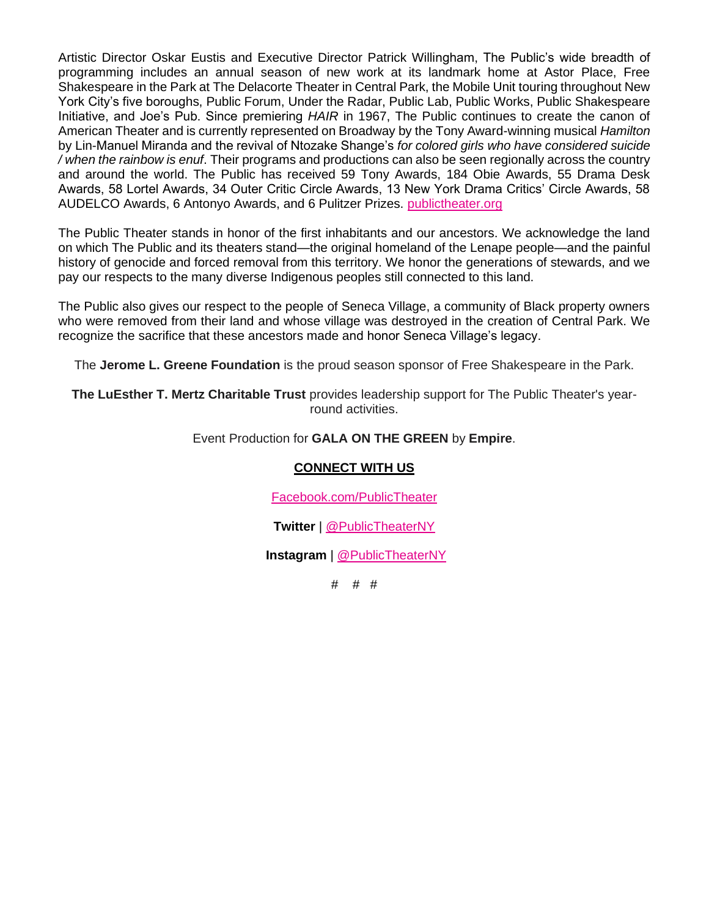Artistic Director Oskar Eustis and Executive Director Patrick Willingham, The Public's wide breadth of programming includes an annual season of new work at its landmark home at Astor Place, Free Shakespeare in the Park at The Delacorte Theater in Central Park, the Mobile Unit touring throughout New York City's five boroughs, Public Forum, Under the Radar, Public Lab, Public Works, Public Shakespeare Initiative, and Joe's Pub. Since premiering *HAIR* in 1967, The Public continues to create the canon of American Theater and is currently represented on Broadway by the Tony Award-winning musical *Hamilton* by Lin-Manuel Miranda and the revival of Ntozake Shange's *for colored girls who have considered suicide / when the rainbow is enuf*. Their programs and productions can also be seen regionally across the country and around the world. The Public has received 59 Tony Awards, 184 Obie Awards, 55 Drama Desk Awards, 58 Lortel Awards, 34 Outer Critic Circle Awards, 13 New York Drama Critics' Circle Awards, 58 AUDELCO Awards, 6 Antonyo Awards, and 6 Pulitzer Prizes. publictheater.org

The Public Theater stands in honor of the first inhabitants and our ancestors. We acknowledge the land on which The Public and its theaters stand—the original homeland of the Lenape people—and the painful history of genocide and forced removal from this territory. We honor the generations of stewards, and we pay our respects to the many diverse Indigenous peoples still connected to this land.

The Public also gives our respect to the people of Seneca Village, a community of Black property owners who were removed from their land and whose village was destroyed in the creation of Central Park. We recognize the sacrifice that these ancestors made and honor Seneca Village's legacy.

The **Jerome L. Greene Foundation** is the proud season sponsor of Free Shakespeare in the Park.

**The LuEsther T. Mertz Charitable Trust** provides leadership support for The Public Theater's year-round activities.

Event Production for **GALA ON THE GREEN** by **Empire**.

**CONNECT WITH US**

Facebook.com/PublicTheater

**Twitter** | @PublicTheaterNY

**Instagram** | @PublicTheaterNY

# # #